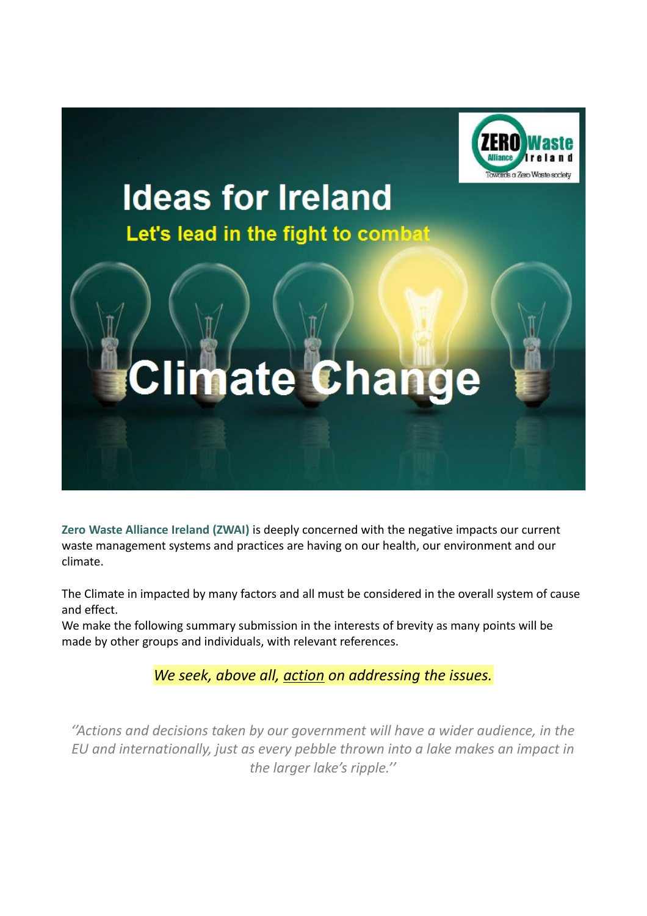# Ideas for Ireland

## Let's lead in the fight to combat

# Climate Change

**Zero Waste Alliance Ireland (ZWAI)** is deeply concerned with the negative impacts our current waste management systems and practices are having on our health, our environment and our climate.

The Climate in impacted by many factors and all must be considered in the overall system of cause and effect.
We make the following summary submission in the interests of brevity as many points will be made by other groups and individuals, with relevant references.

*We seek, above all, action on addressing the issues.*

*''Actions and decisions taken by our government will have a wider audience, in the EU and internationally, just as every pebble thrown into a lake makes an impact in the larger lake's ripple.''*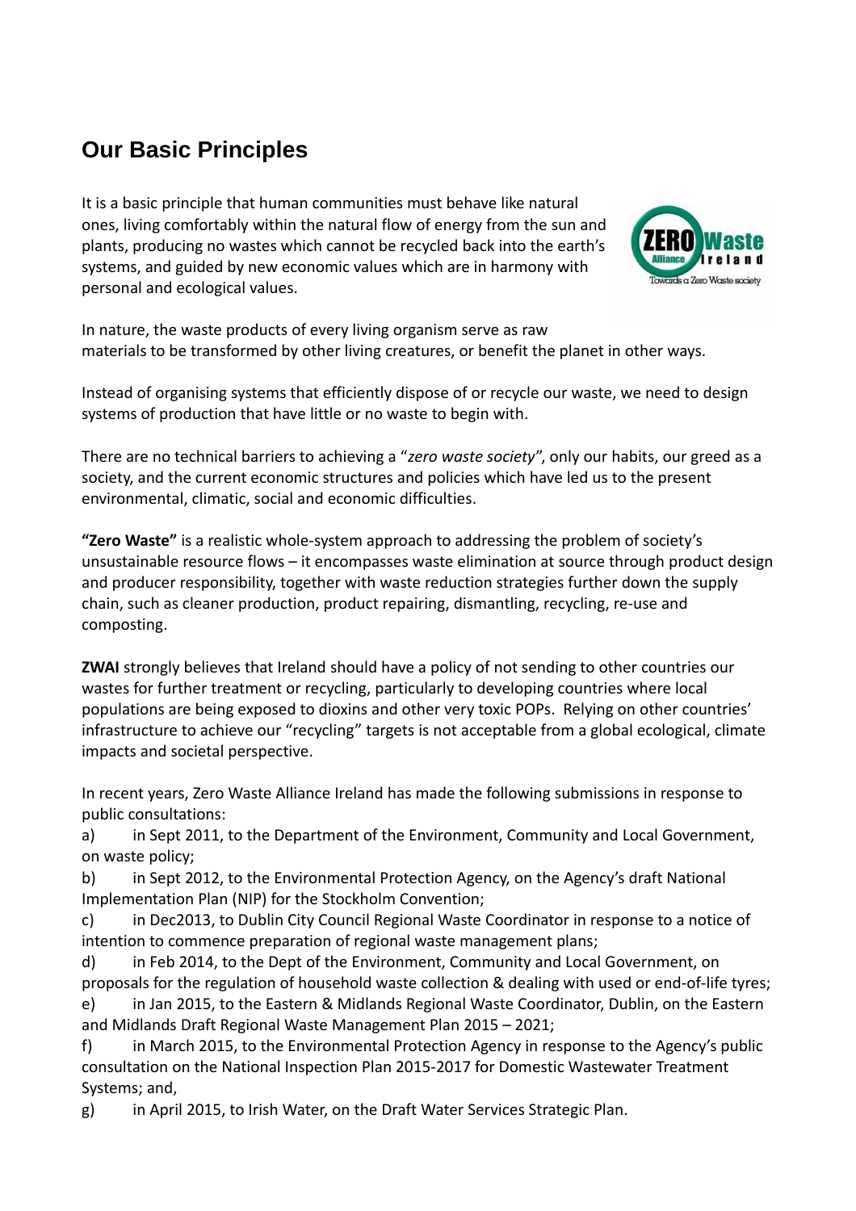## Our Basic Principles

It is a basic principle that human communities must behave like natural ones, living comfortably within the natural flow of energy from the sun and plants, producing no wastes which cannot be recycled back into the earth's systems, and guided by new economic values which are in harmony with personal and ecological values.

In nature, the waste products of every living organism serve as raw materials to be transformed by other living creatures, or benefit the planet in other ways.

Instead of organising systems that efficiently dispose of or recycle our waste, we need to design systems of production that have little or no waste to begin with.

There are no technical barriers to achieving a "*zero waste society*", only our habits, our greed as a society, and the current economic structures and policies which have led us to the present environmental, climatic, social and economic difficulties.

**"Zero Waste"** is a realistic whole-system approach to addressing the problem of society's unsustainable resource flows – it encompasses waste elimination at source through product design and producer responsibility, together with waste reduction strategies further down the supply chain, such as cleaner production, product repairing, dismantling, recycling, re-use and composting.

**ZWAI** strongly believes that Ireland should have a policy of not sending to other countries our wastes for further treatment or recycling, particularly to developing countries where local populations are being exposed to dioxins and other very toxic POPs. Relying on other countries' infrastructure to achieve our "recycling" targets is not acceptable from a global ecological, climate impacts and societal perspective.

In recent years, Zero Waste Alliance Ireland has made the following submissions in response to public consultations:

a) in Sept 2011, to the Department of the Environment, Community and Local Government, on waste policy;

b) in Sept 2012, to the Environmental Protection Agency, on the Agency's draft National Implementation Plan (NIP) for the Stockholm Convention;

c) in Dec2013, to Dublin City Council Regional Waste Coordinator in response to a notice of intention to commence preparation of regional waste management plans;

d) in Feb 2014, to the Dept of the Environment, Community and Local Government, on proposals for the regulation of household waste collection & dealing with used or end-of-life tyres;

e) in Jan 2015, to the Eastern & Midlands Regional Waste Coordinator, Dublin, on the Eastern and Midlands Draft Regional Waste Management Plan 2015 – 2021;

f) in March 2015, to the Environmental Protection Agency in response to the Agency's public consultation on the National Inspection Plan 2015-2017 for Domestic Wastewater Treatment Systems; and,

g) in April 2015, to Irish Water, on the Draft Water Services Strategic Plan.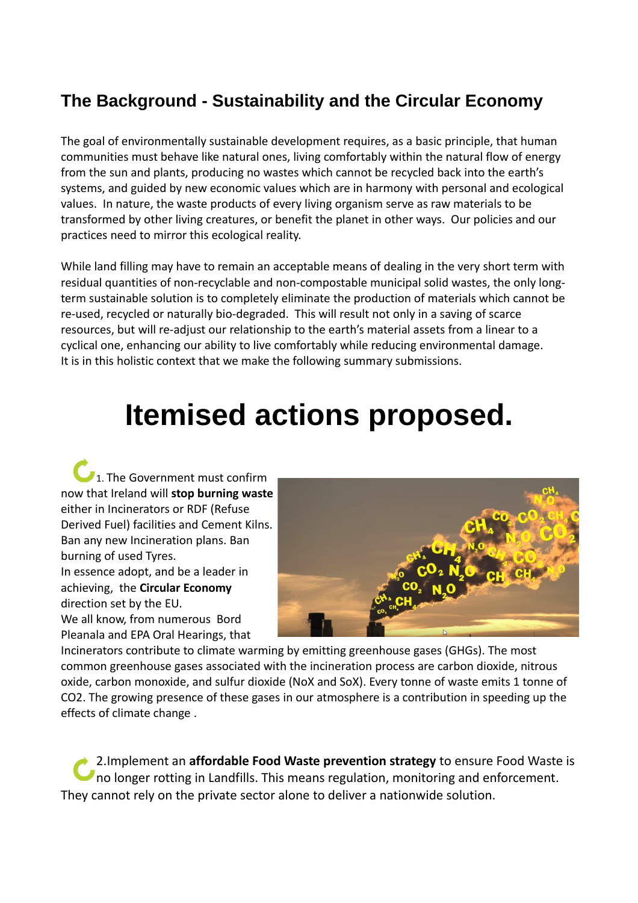## The Background - Sustainability and the Circular Economy

The goal of environmentally sustainable development requires, as a basic principle, that human communities must behave like natural ones, living comfortably within the natural flow of energy from the sun and plants, producing no wastes which cannot be recycled back into the earth's systems, and guided by new economic values which are in harmony with personal and ecological values. In nature, the waste products of every living organism serve as raw materials to be transformed by other living creatures, or benefit the planet in other ways. Our policies and our practices need to mirror this ecological reality.

While land filling may have to remain an acceptable means of dealing in the very short term with residual quantities of non-recyclable and non-compostable municipal solid wastes, the only long-term sustainable solution is to completely eliminate the production of materials which cannot be re-used, recycled or naturally bio-degraded. This will result not only in a saving of scarce resources, but will re-adjust our relationship to the earth's material assets from a linear to a cyclical one, enhancing our ability to live comfortably while reducing environmental damage. It is in this holistic context that we make the following summary submissions.

# Itemised actions proposed.

1. The Government must confirm now that Ireland will **stop burning waste** either in Incinerators or RDF (Refuse Derived Fuel) facilities and Cement Kilns. Ban any new Incineration plans. Ban burning of used Tyres.
In essence adopt, and be a leader in achieving, the **Circular Economy** direction set by the EU.
We all know, from numerous Bord Pleanala and EPA Oral Hearings, that Incinerators contribute to climate warming by emitting greenhouse gases (GHGs). The most common greenhouse gases associated with the incineration process are carbon dioxide, nitrous oxide, carbon monoxide, and sulfur dioxide (NoX and SoX). Every tonne of waste emits 1 tonne of $CO_2$. The growing presence of these gases in our atmosphere is a contribution in speeding up the effects of climate change .

2. Implement an **affordable Food Waste prevention strategy** to ensure Food Waste is no longer rotting in Landfills. This means regulation, monitoring and enforcement. They cannot rely on the private sector alone to deliver a nationwide solution.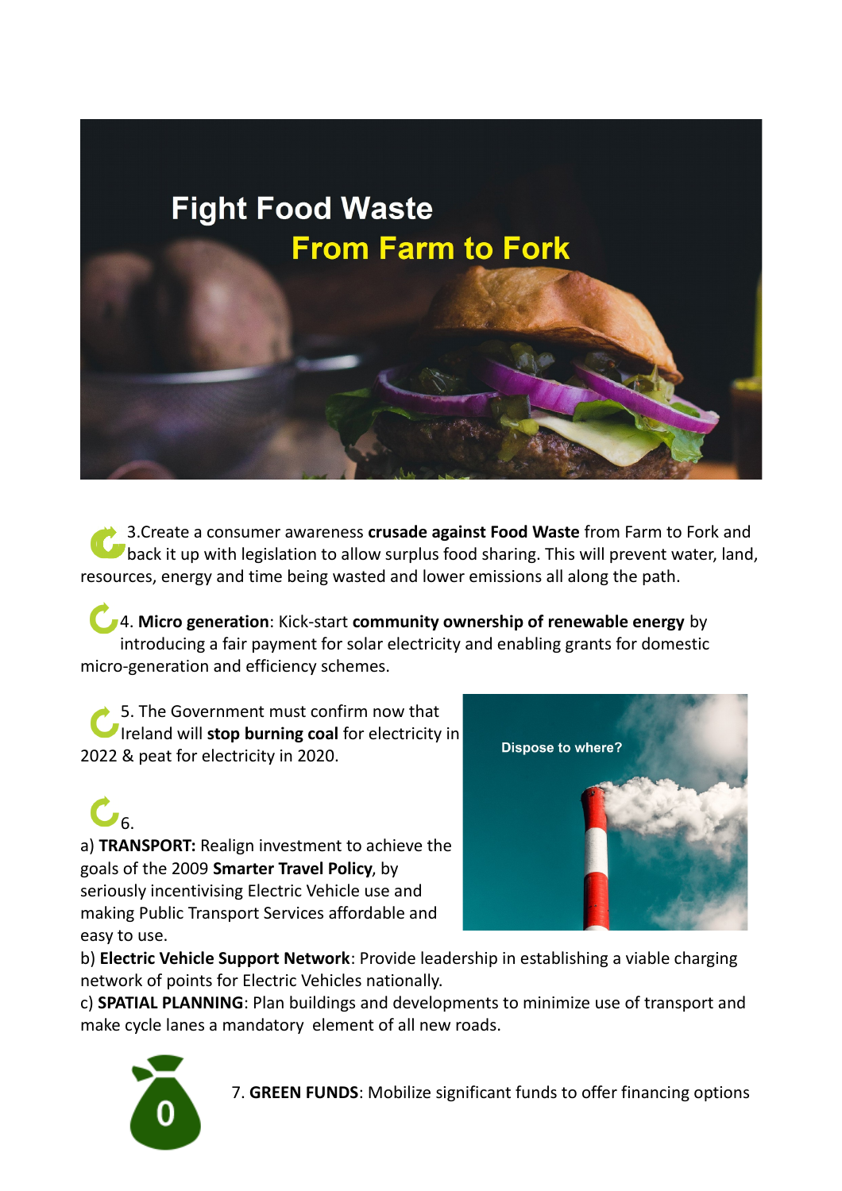Fight Food Waste

From Farm to Fork

3.Create a consumer awareness **crusade against Food Waste** from Farm to Fork and back it up with legislation to allow surplus food sharing. This will prevent water, land, resources, energy and time being wasted and lower emissions all along the path.

4. **Micro generation**: Kick-start **community ownership of renewable energy** by introducing a fair payment for solar electricity and enabling grants for domestic micro-generation and efficiency schemes.

5. The Government must confirm now that Ireland will **stop burning coal** for electricity in 2022 & peat for electricity in 2020.

Dispose to where?

6.

a) **TRANSPORT:** Realign investment to achieve the goals of the 2009 **Smarter Travel Policy**, by seriously incentivising Electric Vehicle use and making Public Transport Services affordable and easy to use.

b) **Electric Vehicle Support Network**: Provide leadership in establishing a viable charging network of points for Electric Vehicles nationally.

c) **SPATIAL PLANNING**: Plan buildings and developments to minimize use of transport and make cycle lanes a mandatory element of all new roads.

7. **GREEN FUNDS**: Mobilize significant funds to offer financing options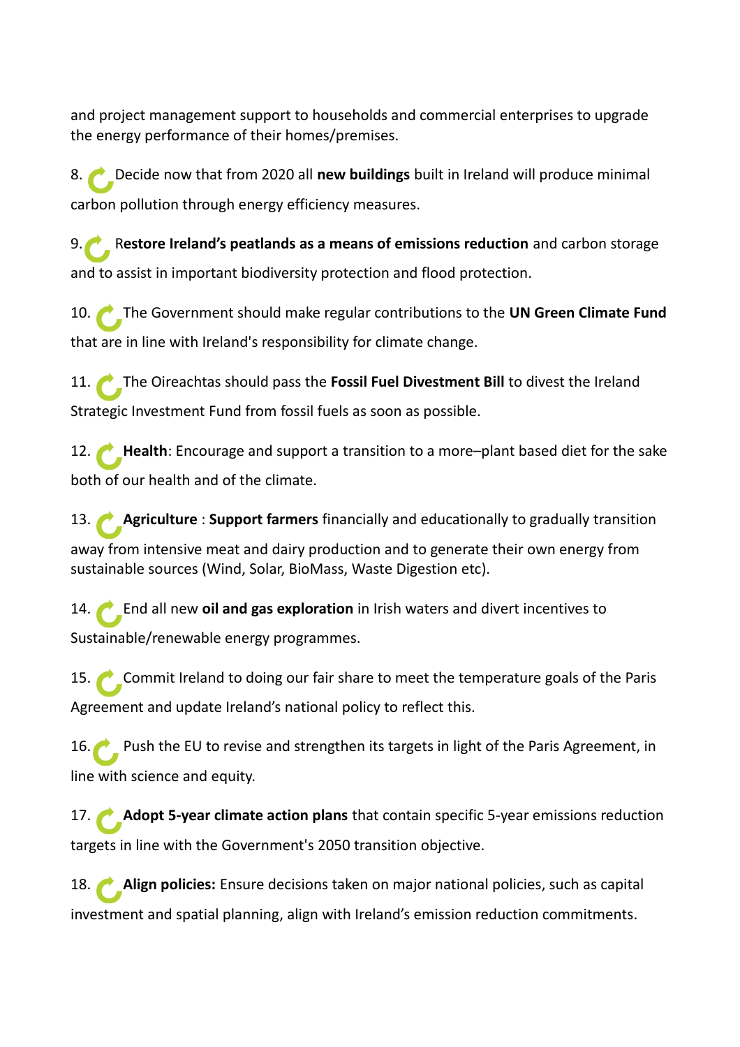and project management support to households and commercial enterprises to upgrade the energy performance of their homes/premises.

8. Decide now that from 2020 all **new buildings** built in Ireland will produce minimal carbon pollution through energy efficiency measures.

9. **Restore Ireland's peatlands as a means of emissions reduction** and carbon storage and to assist in important biodiversity protection and flood protection.

10. The Government should make regular contributions to the **UN Green Climate Fund** that are in line with Ireland's responsibility for climate change.

11. The Oireachtas should pass the **Fossil Fuel Divestment Bill** to divest the Ireland Strategic Investment Fund from fossil fuels as soon as possible.

12. **Health**: Encourage and support a transition to a more–plant based diet for the sake both of our health and of the climate.

13. **Agriculture** : **Support farmers** financially and educationally to gradually transition away from intensive meat and dairy production and to generate their own energy from sustainable sources (Wind, Solar, BioMass, Waste Digestion etc).

14. End all new **oil and gas exploration** in Irish waters and divert incentives to Sustainable/renewable energy programmes.

15. Commit Ireland to doing our fair share to meet the temperature goals of the Paris Agreement and update Ireland's national policy to reflect this.

16. Push the EU to revise and strengthen its targets in light of the Paris Agreement, in line with science and equity.

17. **Adopt 5-year climate action plans** that contain specific 5-year emissions reduction targets in line with the Government's 2050 transition objective.

18. **Align policies:** Ensure decisions taken on major national policies, such as capital investment and spatial planning, align with Ireland's emission reduction commitments.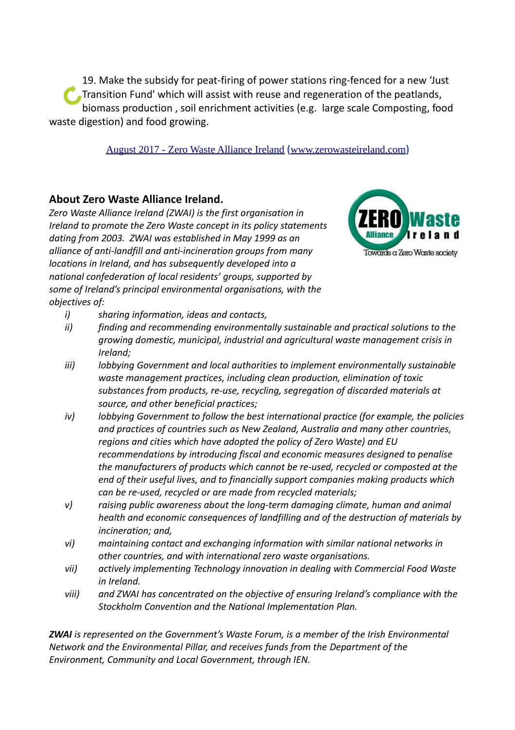19. Make the subsidy for peat-firing of power stations ring-fenced for a new 'Just Transition Fund' which will assist with reuse and regeneration of the peatlands, biomass production , soil enrichment activities (e.g. large scale Composting, food waste digestion) and food growing.

August 2017 - Zero Waste Alliance Ireland (www.zerowasteireland.com)

## About Zero Waste Alliance Ireland.

*Zero Waste Alliance Ireland (ZWAI) is the first organisation in Ireland to promote the Zero Waste concept in its policy statements dating from 2003. ZWAI was established in May 1999 as an alliance of anti-landfill and anti-incineration groups from many locations in Ireland, and has subsequently developed into a national confederation of local residents' groups, supported by some of Ireland's principal environmental organisations, with the objectives of:*

- *i) sharing information, ideas and contacts,*
- *ii) finding and recommending environmentally sustainable and practical solutions to the growing domestic, municipal, industrial and agricultural waste management crisis in Ireland;*
- *iii) lobbying Government and local authorities to implement environmentally sustainable waste management practices, including clean production, elimination of toxic substances from products, re-use, recycling, segregation of discarded materials at source, and other beneficial practices;*
- *iv) lobbying Government to follow the best international practice (for example, the policies and practices of countries such as New Zealand, Australia and many other countries, regions and cities which have adopted the policy of Zero Waste) and EU recommendations by introducing fiscal and economic measures designed to penalise the manufacturers of products which cannot be re-used, recycled or composted at the end of their useful lives, and to financially support companies making products which can be re-used, recycled or are made from recycled materials;*
- *v) raising public awareness about the long-term damaging climate, human and animal health and economic consequences of landfilling and of the destruction of materials by incineration; and,*
- *vi) maintaining contact and exchanging information with similar national networks in other countries, and with international zero waste organisations.*
- *vii) actively implementing Technology innovation in dealing with Commercial Food Waste in Ireland.*
- *viii) and ZWAI has concentrated on the objective of ensuring Ireland's compliance with the Stockholm Convention and the National Implementation Plan.*

***ZWAI** is represented on the Government's Waste Forum, is a member of the Irish Environmental Network and the Environmental Pillar, and receives funds from the Department of the Environment, Community and Local Government, through IEN.*